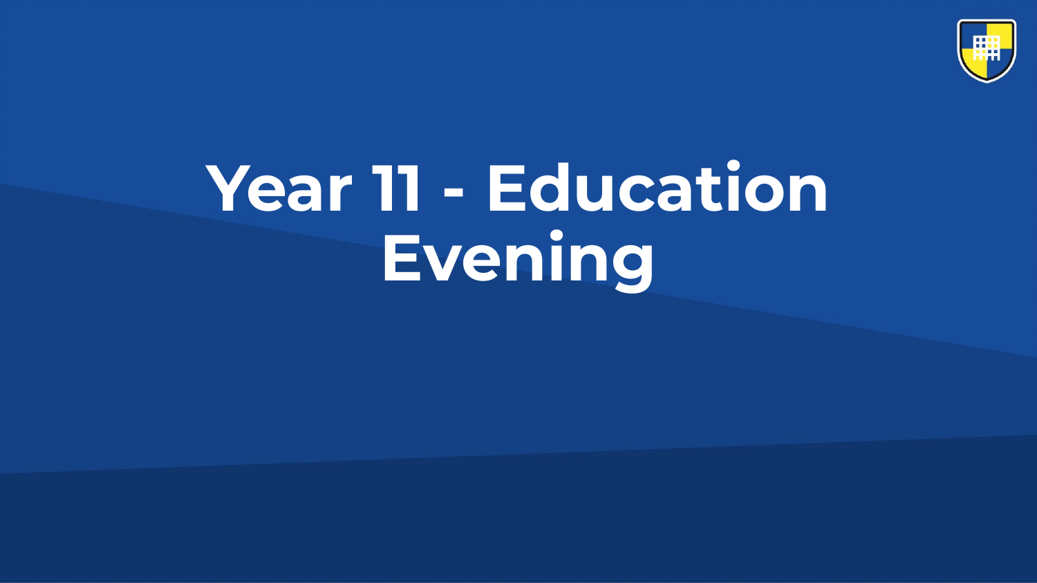# Year 11 - Education Evening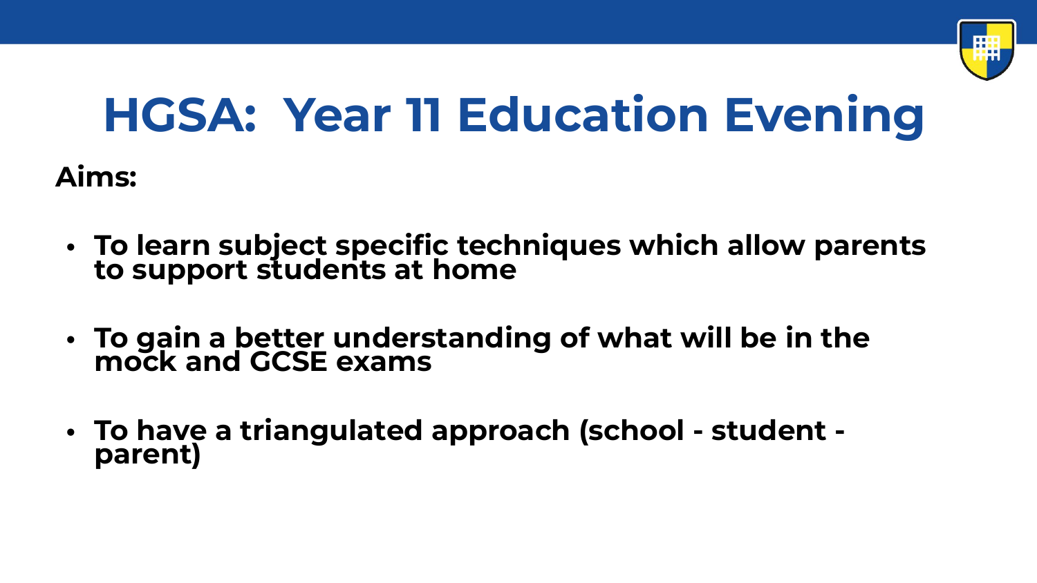# HGSA: Year 11 Education Evening

**Aims:**

- **To learn subject specific techniques which allow parents to support students at home**
- **To gain a better understanding of what will be in the mock and GCSE exams**
- **To have a triangulated approach (school - student - parent)**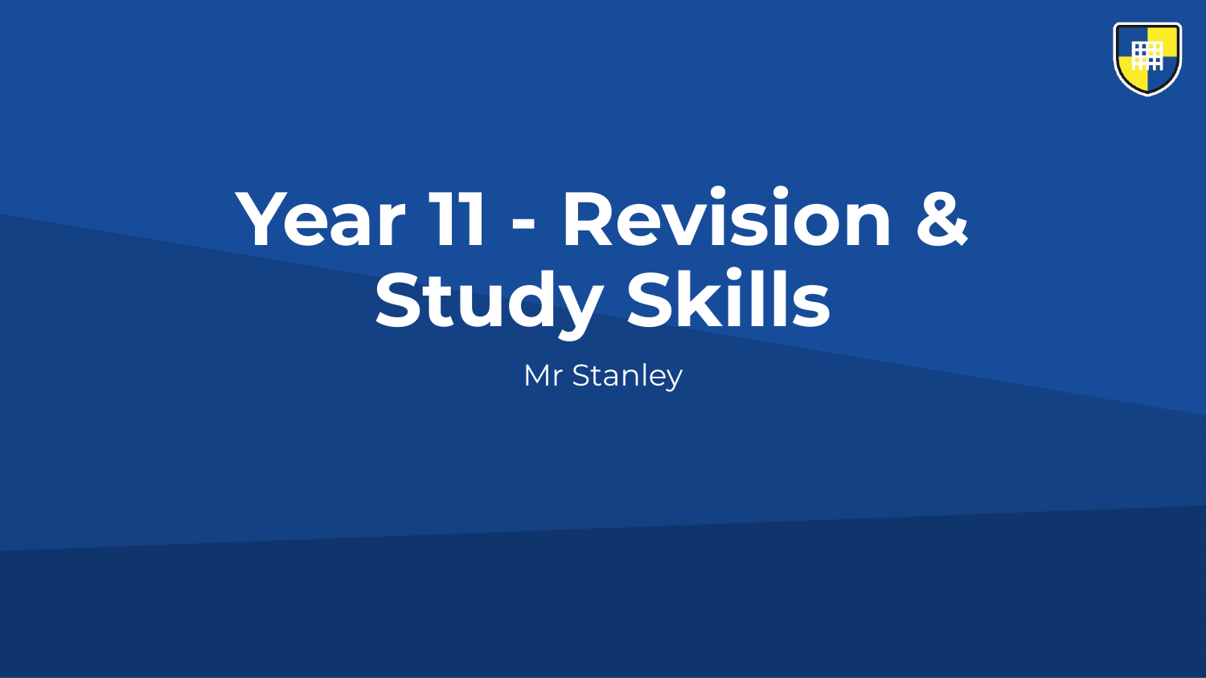# Year 11 - Revision & Study Skills

Mr Stanley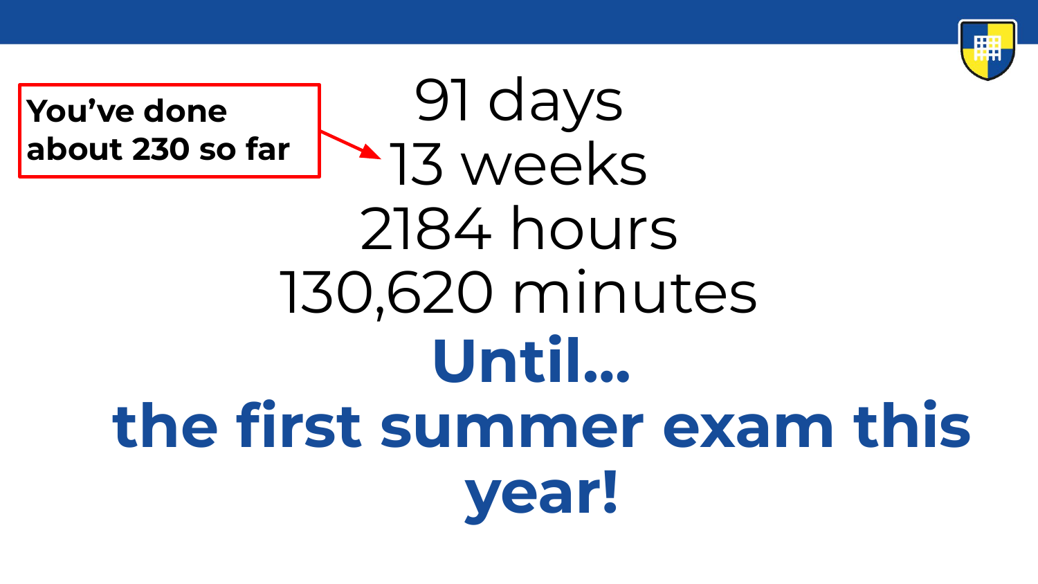**You've done about 230 so far**

91 days

13 weeks

2184 hours

130,620 minutes

**Until...**

**the first summer exam this year!**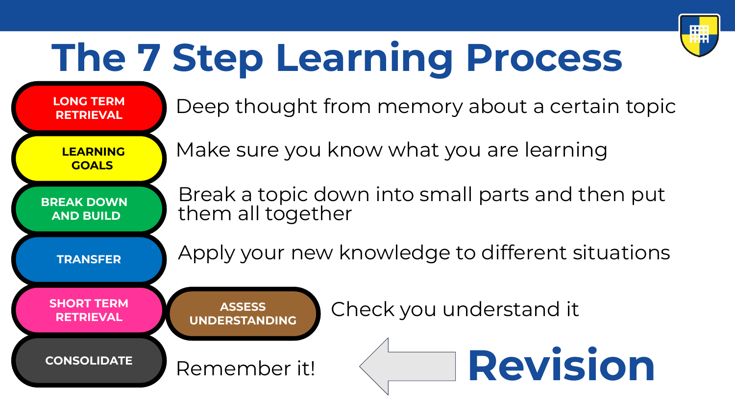# The 7 Step Learning Process

| Step | Description |
| --- | --- |
| LONG TERM RETRIEVAL | Deep thought from memory about a certain topic |
| LEARNING GOALS | Make sure you know what you are learning |
| BREAK DOWN AND BUILD | Break a topic down into small parts and then put them all together |
| TRANSFER | Apply your new knowledge to different situations |
| SHORT TERM RETRIEVAL | ASSESS UNDERSTANDING – Check you understand it |
| CONSOLIDATE | Remember it! |

**Revision**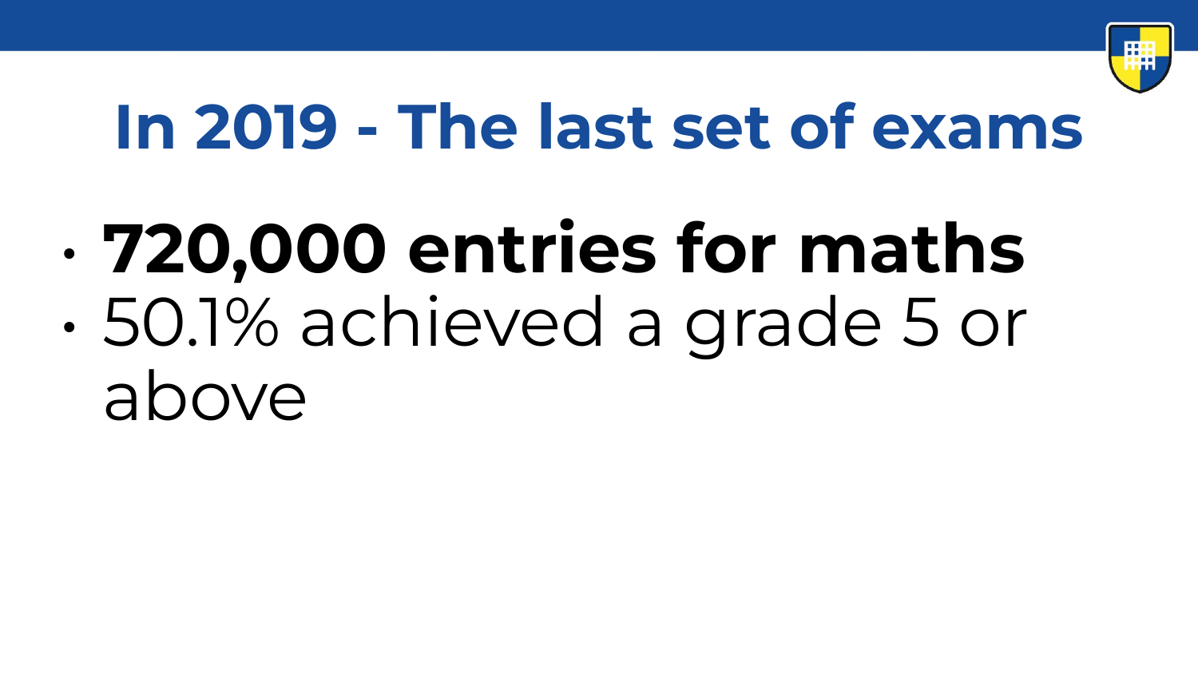# In 2019 - The last set of exams

- **720,000 entries for maths**
- 50.1% achieved a grade 5 or above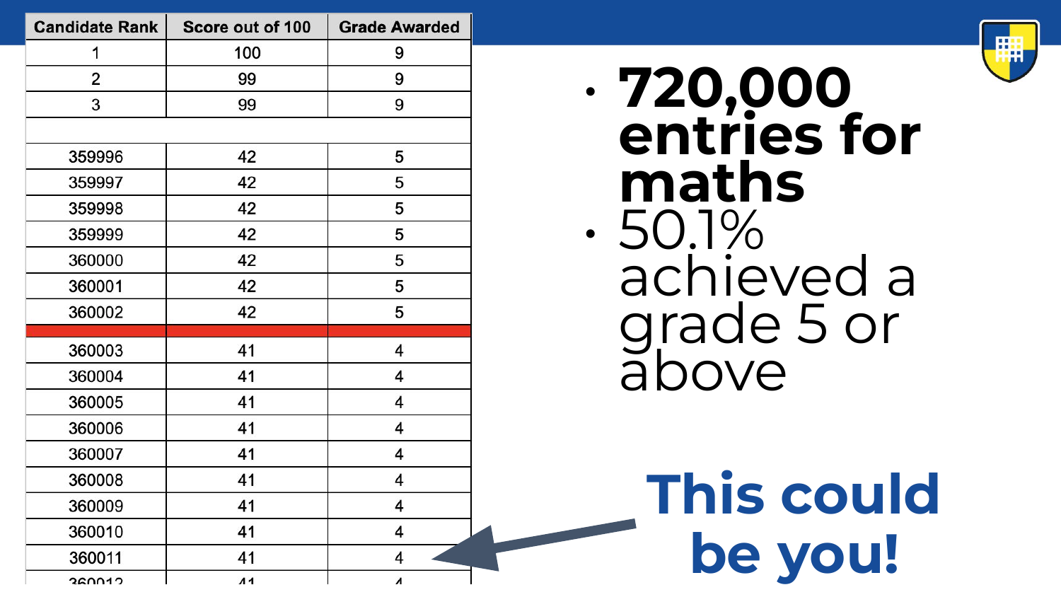| Candidate Rank | Score out of 100 | Grade Awarded |
|---|---|---|
| 1 | 100 | 9 |
| 2 | 99 | 9 |
| 3 | 99 | 9 |
| | | |
| 359996 | 42 | 5 |
| 359997 | 42 | 5 |
| 359998 | 42 | 5 |
| 359999 | 42 | 5 |
| 360000 | 42 | 5 |
| 360001 | 42 | 5 |
| 360002 | 42 | 5 |
| | | |
| 360003 | 41 | 4 |
| 360004 | 41 | 4 |
| 360005 | 41 | 4 |
| 360006 | 41 | 4 |
| 360007 | 41 | 4 |
| 360008 | 41 | 4 |
| 360009 | 41 | 4 |
| 360010 | 41 | 4 |
| 360011 | 41 | 4 |
| 360012 | 41 | 4 |

- **720,000 entries for maths**
- 50.1% achieved a grade 5 or above

**This could be you!**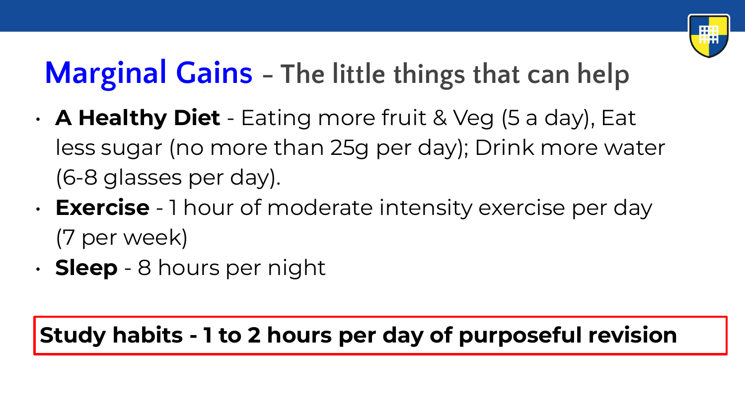# Marginal Gains – The little things that can help

- **A Healthy Diet** - Eating more fruit & Veg (5 a day), Eat less sugar (no more than 25g per day); Drink more water (6-8 glasses per day).
- **Exercise** - 1 hour of moderate intensity exercise per day (7 per week)
- **Sleep** - 8 hours per night

**Study habits - 1 to 2 hours per day of purposeful revision**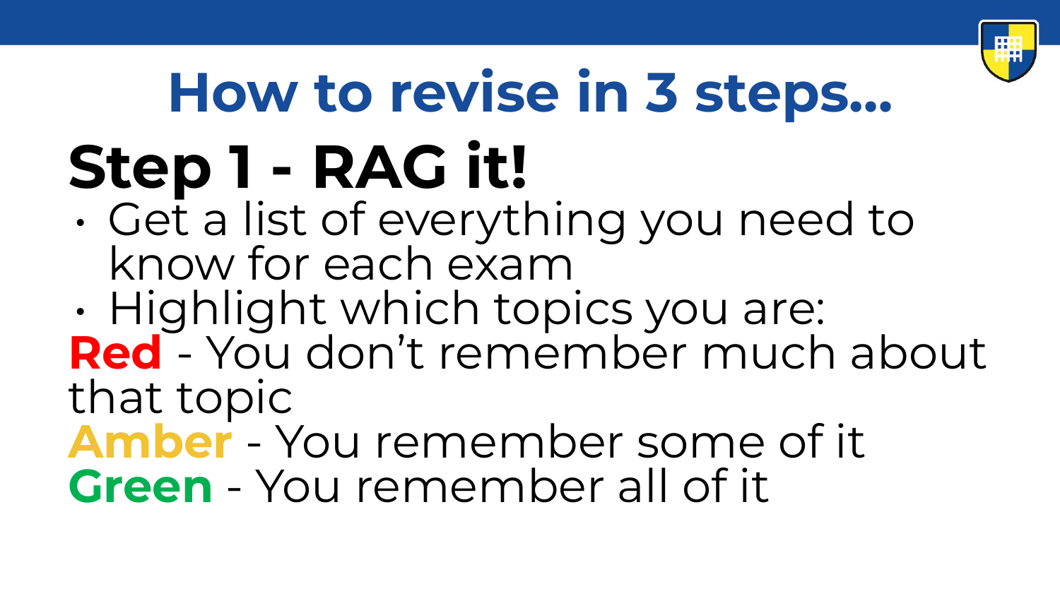# How to revise in 3 steps...

## Step 1 - RAG it!

- Get a list of everything you need to know for each exam
- Highlight which topics you are:

**Red** - You don’t remember much about that topic

**Amber** - You remember some of it

**Green** - You remember all of it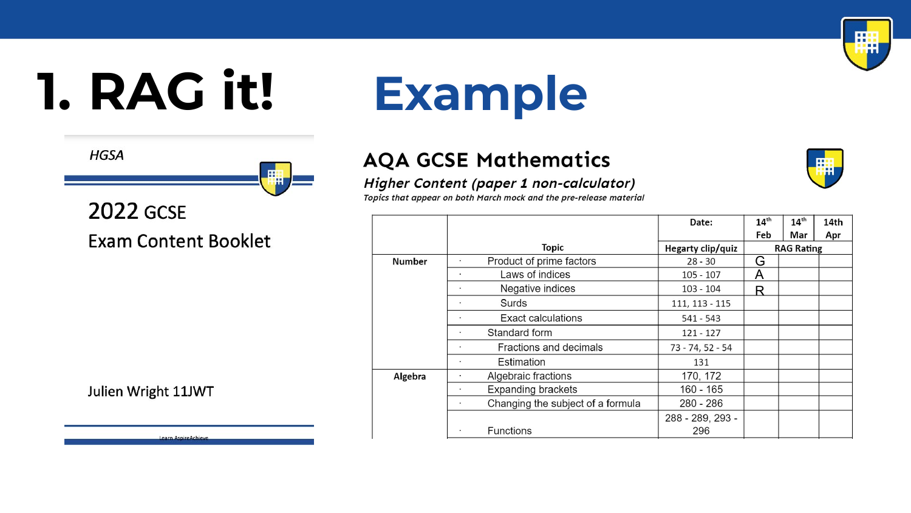# 1. RAG it!

HGSA

2022 GCSE

Exam Content Booklet

Julien Wright 11JWT

Learn Aspire Achieve

# Example

## AQA GCSE Mathematics

*Higher Content (paper 1 non-calculator)*

*Topics that appear on both March mock and the pre-release material*

| | Topic | Date: | 14th Feb | 14th Mar | 14th Apr |
|---|---|---|---|---|---|
| | | Hegarty clip/quiz | RAG Rating | | |
| Number | · Product of prime factors | 28 - 30 | G | | |
| | · Laws of indices | 105 - 107 | A | | |
| | · Negative indices | 103 - 104 | R | | |
| | · Surds | 111, 113 - 115 | | | |
| | · Exact calculations | 541 - 543 | | | |
| | · Standard form | 121 - 127 | | | |
| | · Fractions and decimals | 73 - 74, 52 - 54 | | | |
| | · Estimation | 131 | | | |
| Algebra | · Algebraic fractions | 170, 172 | | | |
| | · Expanding brackets | 160 - 165 | | | |
| | · Changing the subject of a formula | 280 - 286 | | | |
| | · Functions | 288 - 289, 293 - 296 | | | |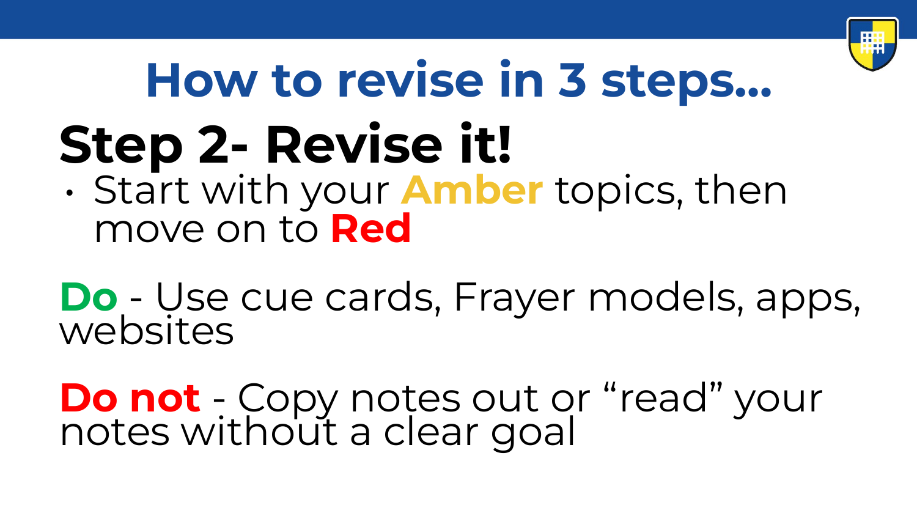# How to revise in 3 steps...

## Step 2- Revise it!

- Start with your **Amber** topics, then move on to **Red**

**Do** - Use cue cards, Frayer models, apps, websites

**Do not** - Copy notes out or “read” your notes without a clear goal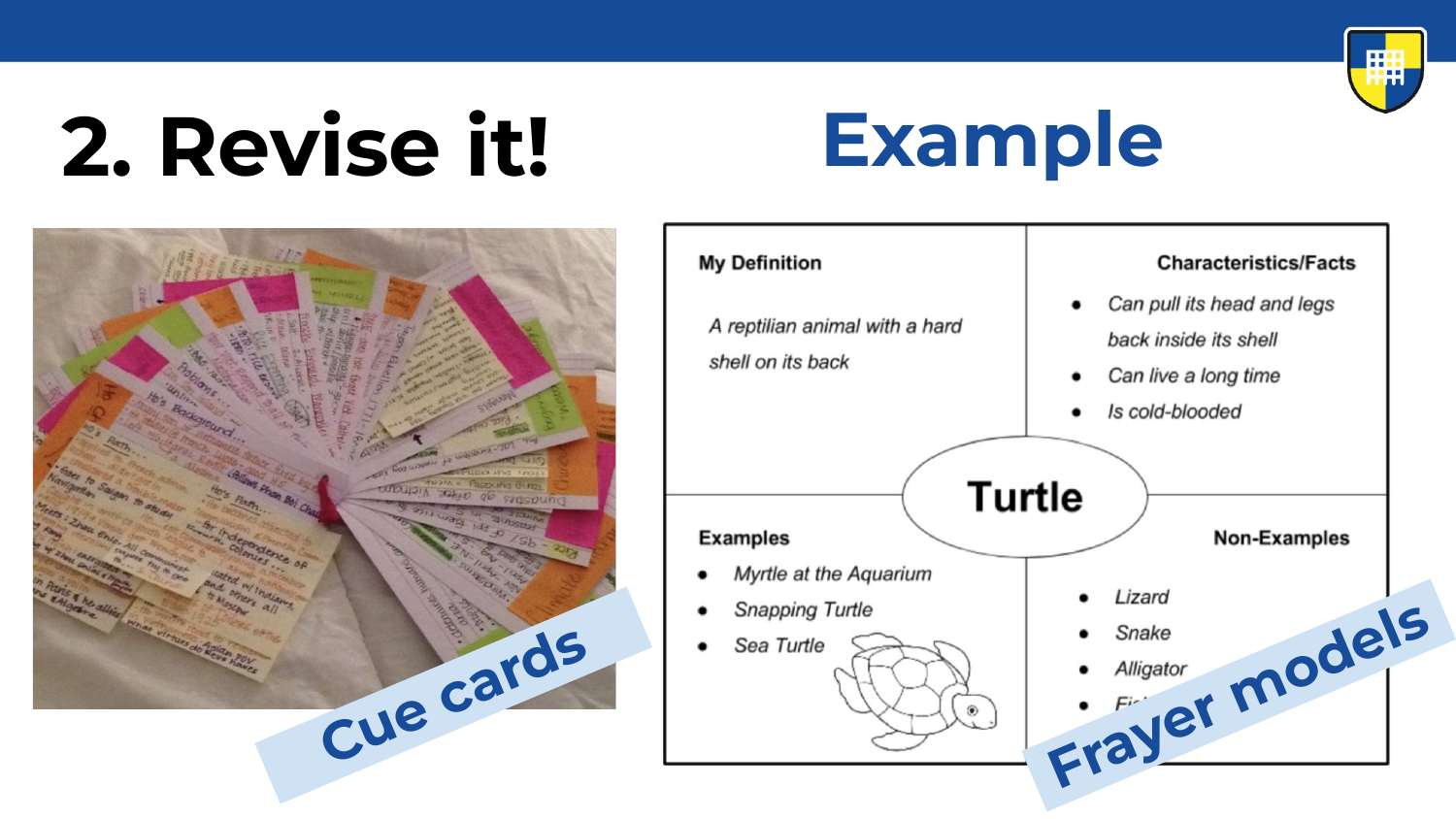# 2. Revise it!

## Example

Cue cards

| My Definition | Characteristics/Facts |
|---|---|
| A reptilian animal with a hard shell on its back | • Can pull its head and legs back inside its shell<br>• Can live a long time<br>• Is cold-blooded |

**Turtle**

| Examples | Non-Examples |
|---|---|
| • Myrtle at the Aquarium<br>• Snapping Turtle<br>• Sea Turtle | • Lizard<br>• Snake<br>• Alligator<br>• Fi... |

Frayer models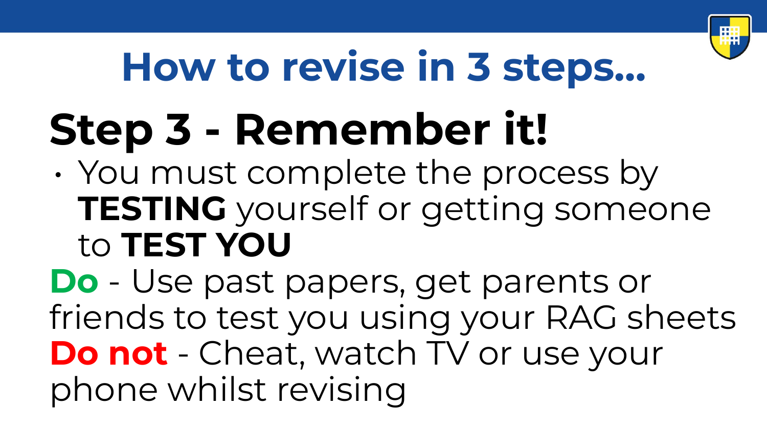# How to revise in 3 steps...

## Step 3 - Remember it!

- You must complete the process by **TESTING** yourself or getting someone to **TEST YOU**

**Do** - Use past papers, get parents or friends to test you using your RAG sheets

**Do not** - Cheat, watch TV or use your phone whilst revising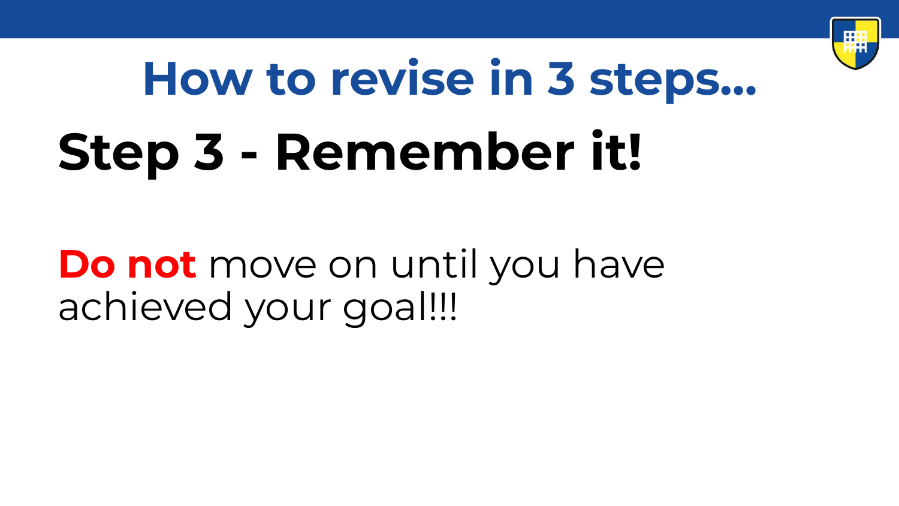# How to revise in 3 steps...

## Step 3 - Remember it!

**Do not** move on until you have achieved your goal!!!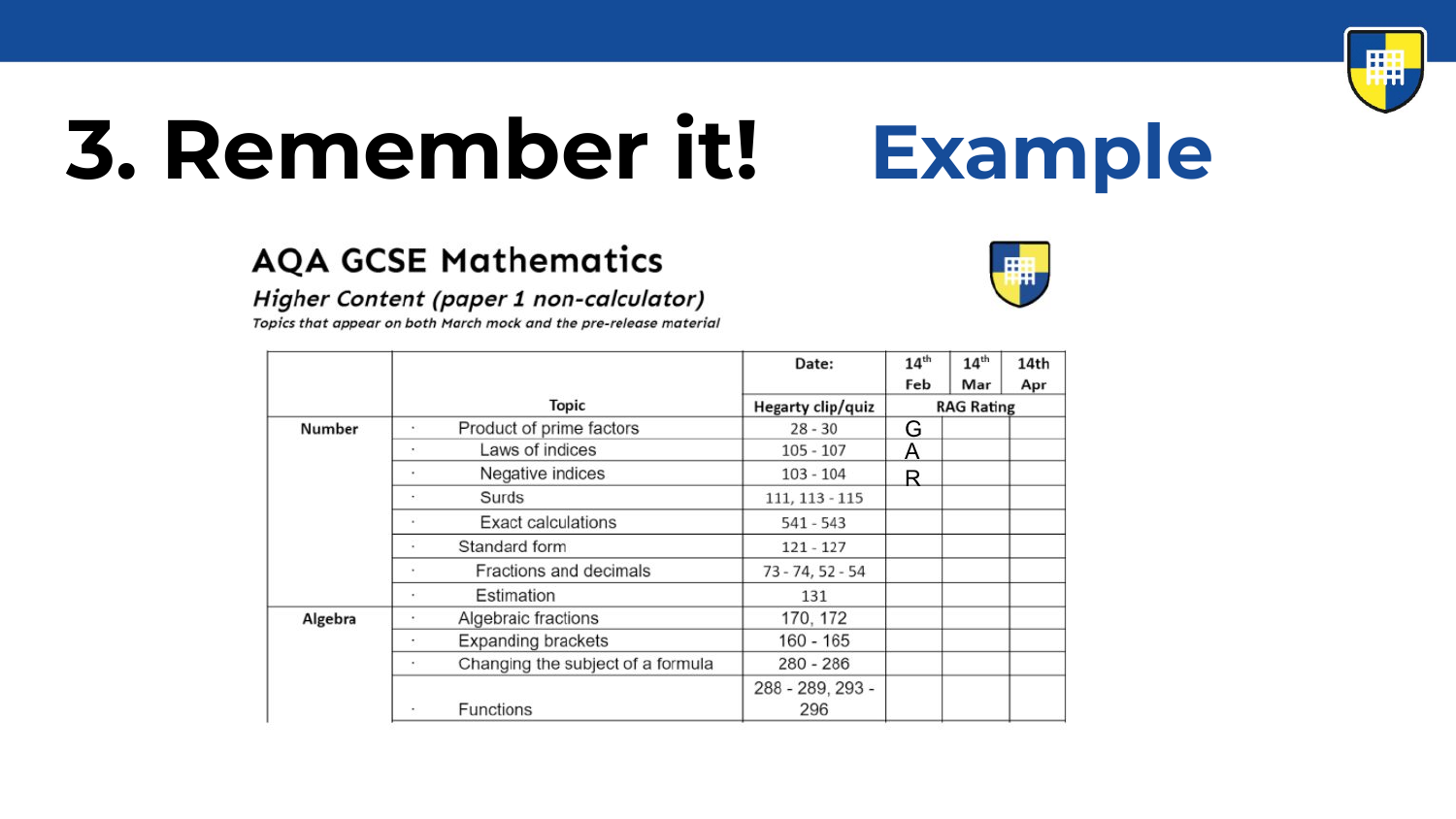# 3. Remember it! Example

## AQA GCSE Mathematics

***Higher Content (paper 1 non-calculator)***

*Topics that appear on both March mock and the pre-release material*

| | Topic | Date: | 14th Feb | 14th Mar | 14th Apr |
|---|---|---|---|---|---|
| | | Hegarty clip/quiz | RAG Rating | | |
| Number | · Product of prime factors | 28 - 30 | G | | |
| | · Laws of indices | 105 - 107 | A | | |
| | · Negative indices | 103 - 104 | R | | |
| | · Surds | 111, 113 - 115 | | | |
| | · Exact calculations | 541 - 543 | | | |
| | · Standard form | 121 - 127 | | | |
| | · Fractions and decimals | 73 - 74, 52 - 54 | | | |
| | · Estimation | 131 | | | |
| Algebra | · Algebraic fractions | 170, 172 | | | |
| | · Expanding brackets | 160 - 165 | | | |
| | · Changing the subject of a formula | 280 - 286 | | | |
| | · Functions | 288 - 289, 293 - 296 | | | |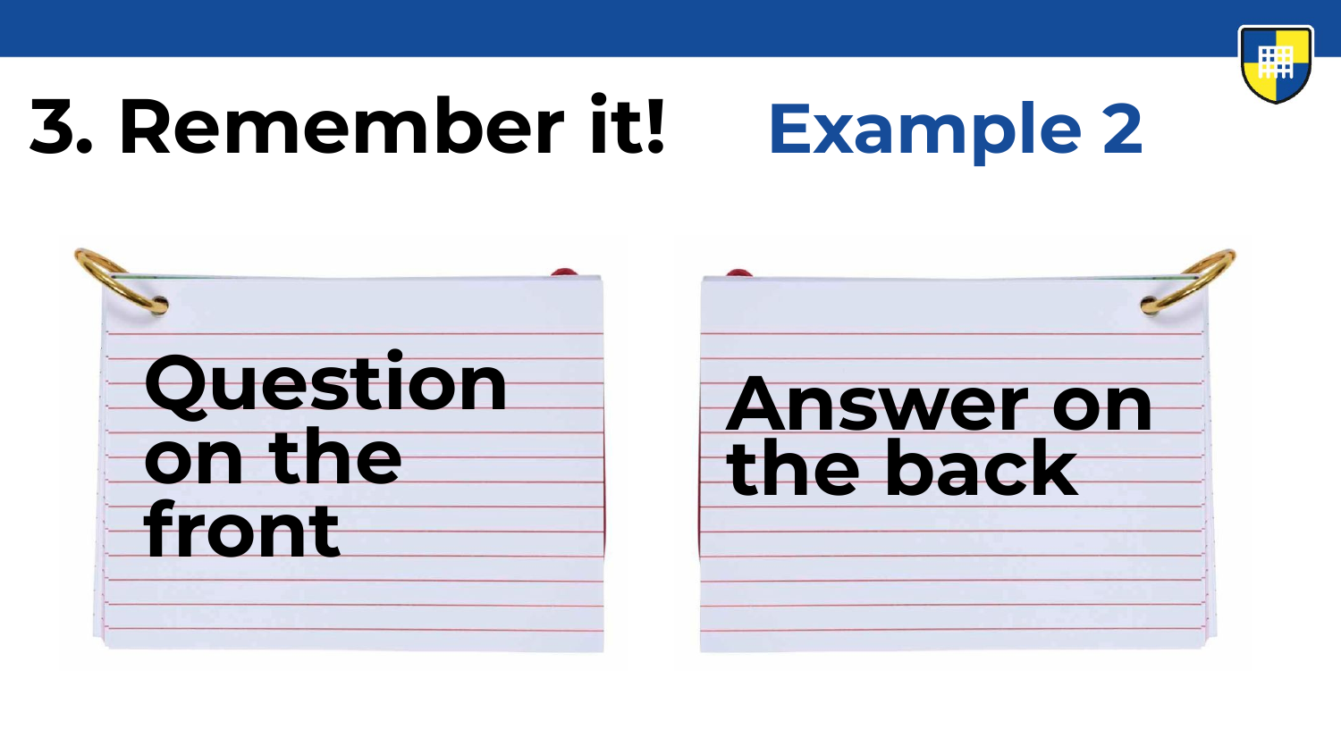# 3. Remember it! Example 2

Question on the front

Answer on the back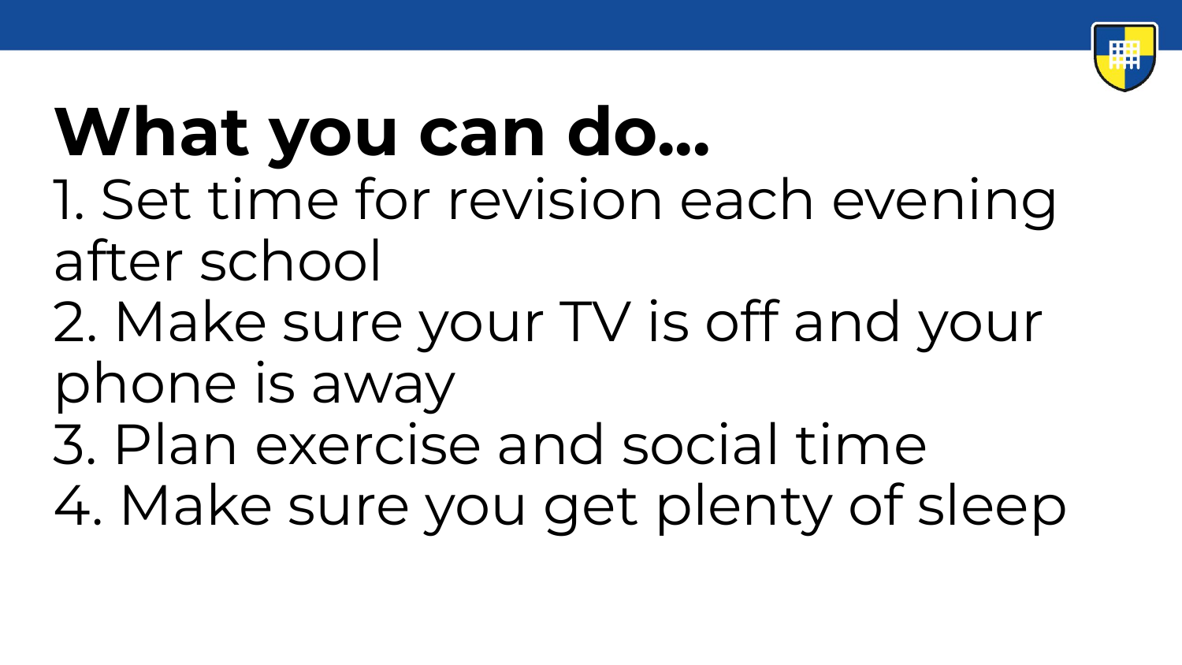# What you can do…

1. Set time for revision each evening after school
2. Make sure your TV is off and your phone is away
3. Plan exercise and social time
4. Make sure you get plenty of sleep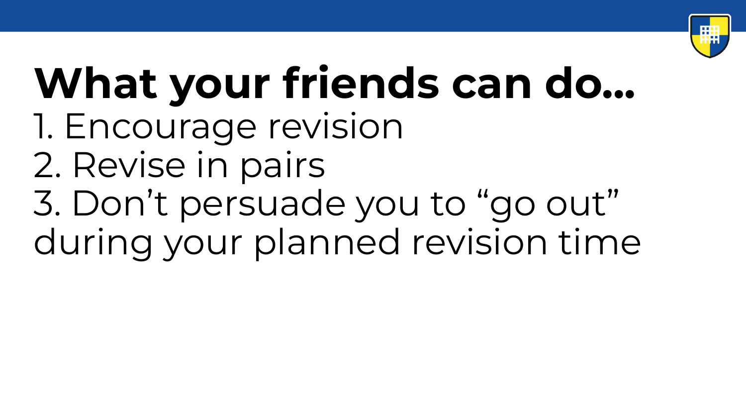# What your friends can do…

1. Encourage revision
2. Revise in pairs
3. Don’t persuade you to “go out” during your planned revision time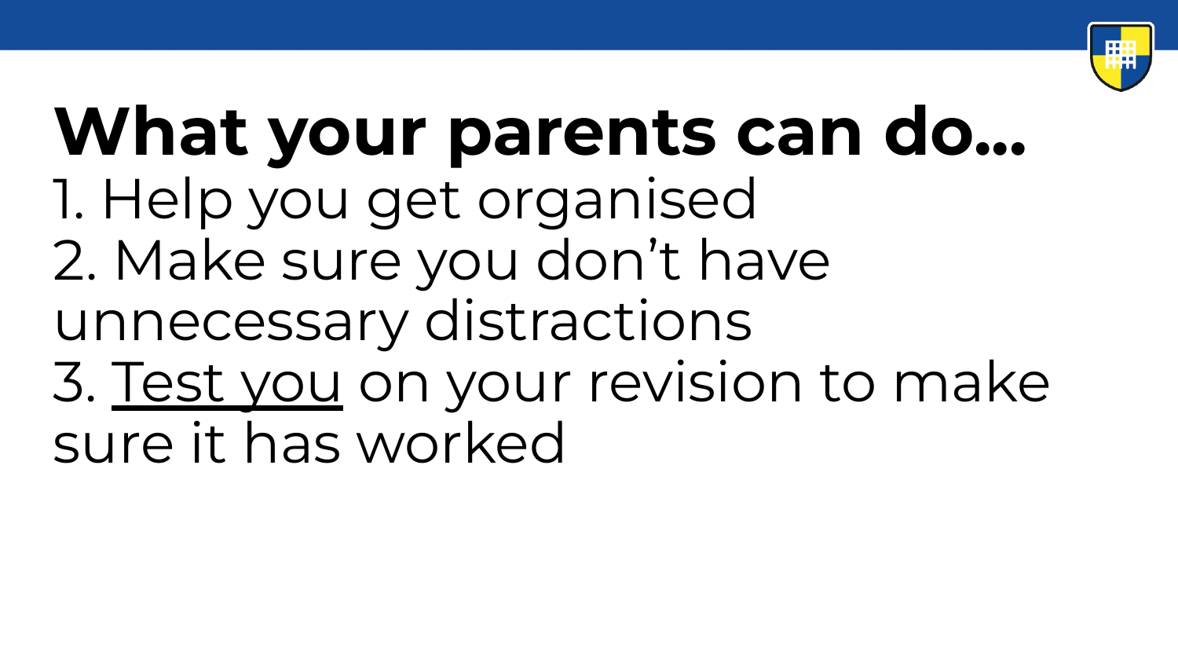# What your parents can do…

1. Help you get organised
2. Make sure you don't have unnecessary distractions
3. <u>Test you</u> on your revision to make sure it has worked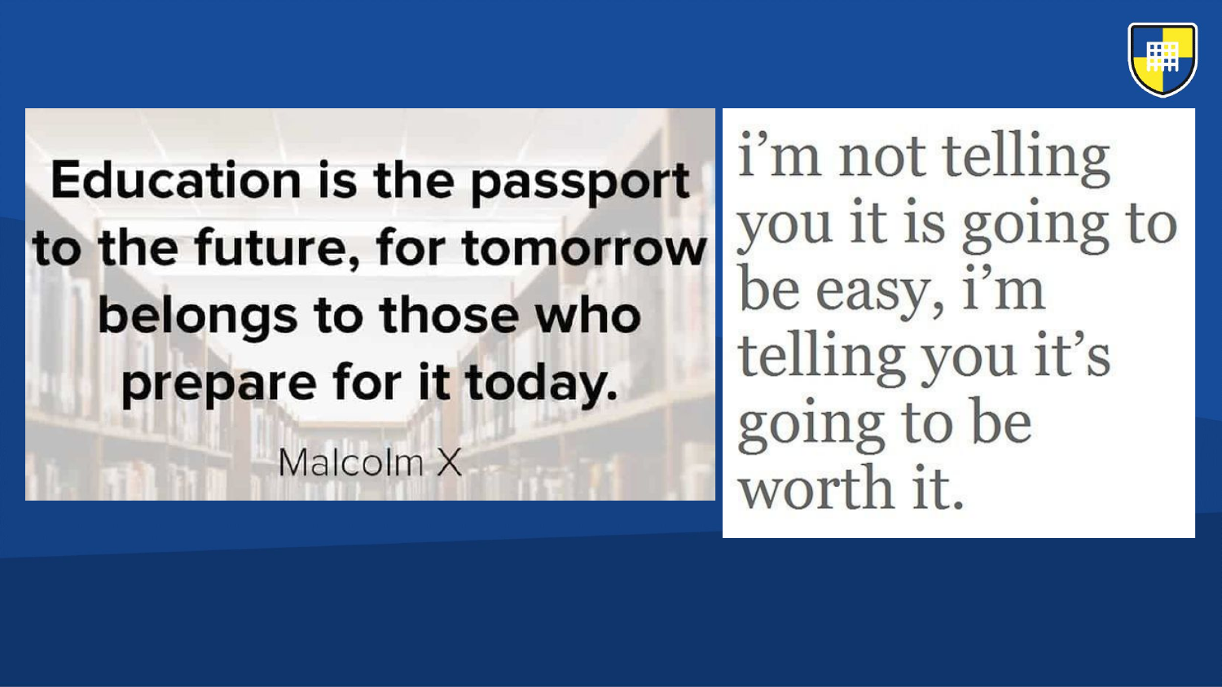Education is the passport to the future, for tomorrow belongs to those who prepare for it today.

Malcolm X

i'm not telling you it is going to be easy, i'm telling you it's going to be worth it.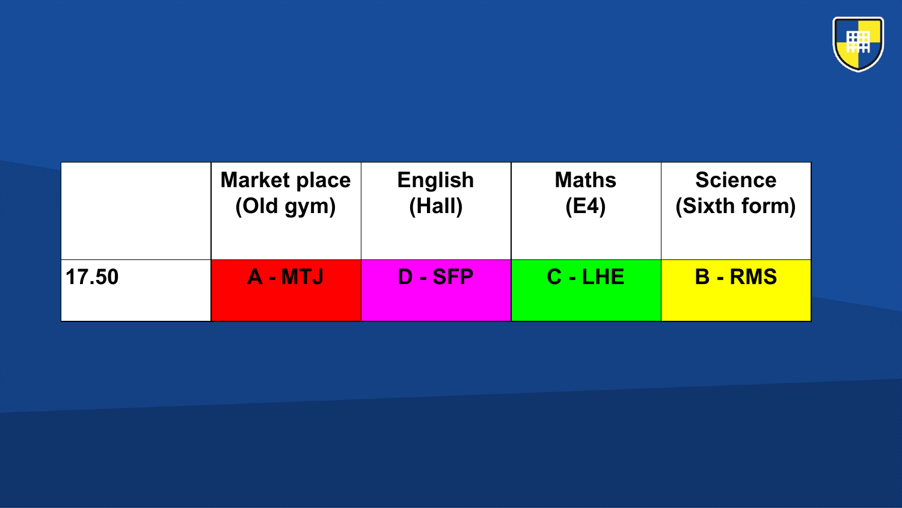| | Market place (Old gym) | English (Hall) | Maths (E4) | Science (Sixth form) |
|---|---|---|---|---|
| 17.50 | A - MTJ | D - SFP | C - LHE | B - RMS |